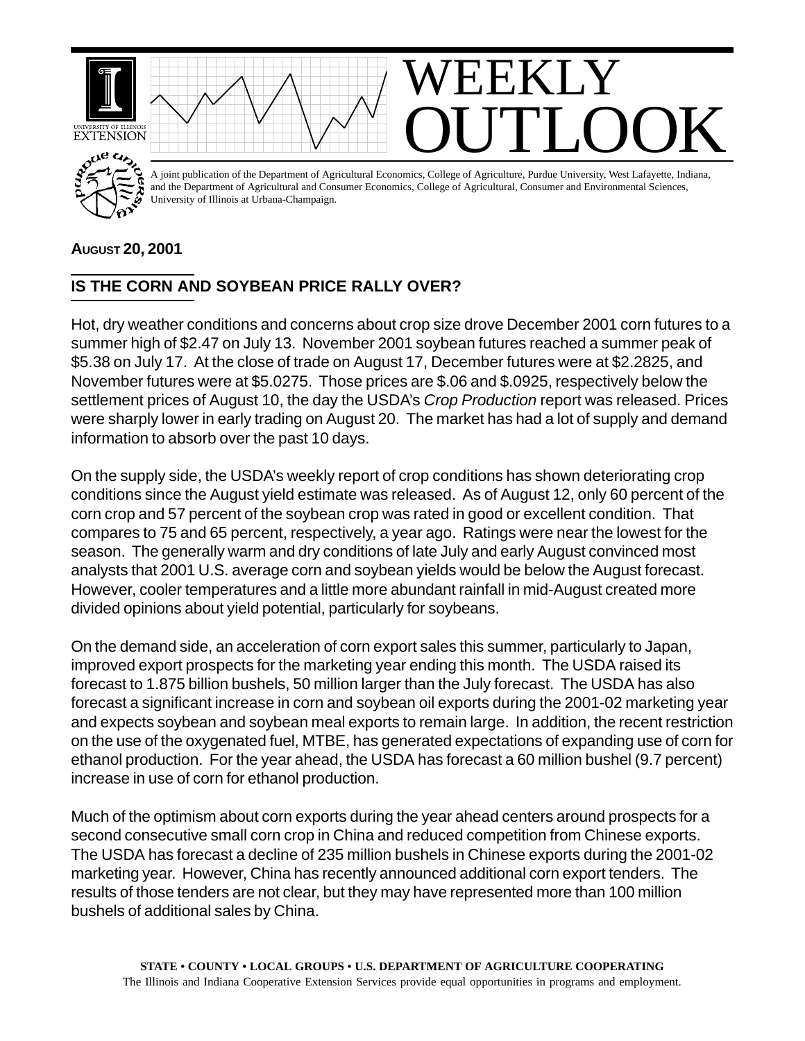# WEEKLY OUTLOOK

A joint publication of the Department of Agricultural Economics, College of Agriculture, Purdue University, West Lafayette, Indiana, and the Department of Agricultural and Consumer Economics, College of Agricultural, Consumer and Environmental Sciences, University of Illinois at Urbana-Champaign.

**AUGUST 20, 2001**

## IS THE CORN AND SOYBEAN PRICE RALLY OVER?

Hot, dry weather conditions and concerns about crop size drove December 2001 corn futures to a summer high of $2.47 on July 13. November 2001 soybean futures reached a summer peak of $5.38 on July 17. At the close of trade on August 17, December futures were at $2.2825, and November futures were at $5.0275. Those prices are $.06 and $.0925, respectively below the settlement prices of August 10, the day the USDA's *Crop Production* report was released. Prices were sharply lower in early trading on August 20. The market has had a lot of supply and demand information to absorb over the past 10 days.

On the supply side, the USDA's weekly report of crop conditions has shown deteriorating crop conditions since the August yield estimate was released. As of August 12, only 60 percent of the corn crop and 57 percent of the soybean crop was rated in good or excellent condition. That compares to 75 and 65 percent, respectively, a year ago. Ratings were near the lowest for the season. The generally warm and dry conditions of late July and early August convinced most analysts that 2001 U.S. average corn and soybean yields would be below the August forecast. However, cooler temperatures and a little more abundant rainfall in mid-August created more divided opinions about yield potential, particularly for soybeans.

On the demand side, an acceleration of corn export sales this summer, particularly to Japan, improved export prospects for the marketing year ending this month. The USDA raised its forecast to 1.875 billion bushels, 50 million larger than the July forecast. The USDA has also forecast a significant increase in corn and soybean oil exports during the 2001-02 marketing year and expects soybean and soybean meal exports to remain large. In addition, the recent restriction on the use of the oxygenated fuel, MTBE, has generated expectations of expanding use of corn for ethanol production. For the year ahead, the USDA has forecast a 60 million bushel (9.7 percent) increase in use of corn for ethanol production.

Much of the optimism about corn exports during the year ahead centers around prospects for a second consecutive small corn crop in China and reduced competition from Chinese exports. The USDA has forecast a decline of 235 million bushels in Chinese exports during the 2001-02 marketing year. However, China has recently announced additional corn export tenders. The results of those tenders are not clear, but they may have represented more than 100 million bushels of additional sales by China.

STATE • COUNTY • LOCAL GROUPS • U.S. DEPARTMENT OF AGRICULTURE COOPERATING
The Illinois and Indiana Cooperative Extension Services provide equal opportunities in programs and employment.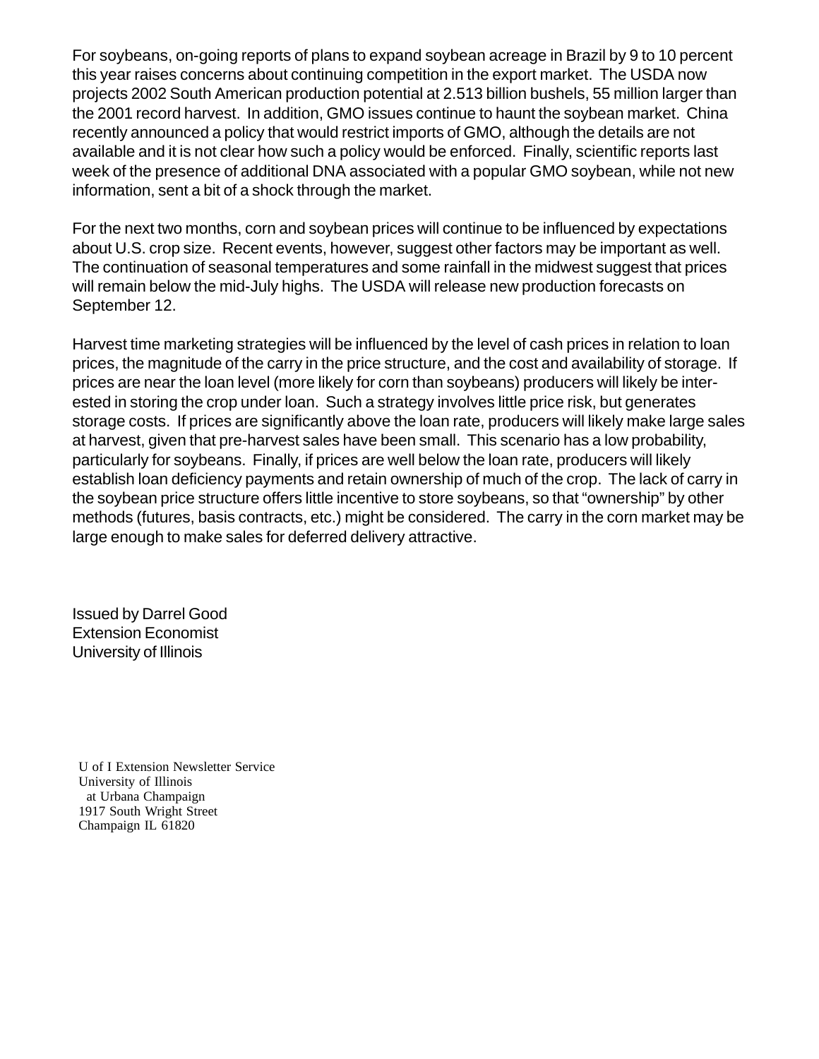For soybeans, on-going reports of plans to expand soybean acreage in Brazil by 9 to 10 percent this year raises concerns about continuing competition in the export market. The USDA now projects 2002 South American production potential at 2.513 billion bushels, 55 million larger than the 2001 record harvest. In addition, GMO issues continue to haunt the soybean market. China recently announced a policy that would restrict imports of GMO, although the details are not available and it is not clear how such a policy would be enforced. Finally, scientific reports last week of the presence of additional DNA associated with a popular GMO soybean, while not new information, sent a bit of a shock through the market.

For the next two months, corn and soybean prices will continue to be influenced by expectations about U.S. crop size. Recent events, however, suggest other factors may be important as well. The continuation of seasonal temperatures and some rainfall in the midwest suggest that prices will remain below the mid-July highs. The USDA will release new production forecasts on September 12.

Harvest time marketing strategies will be influenced by the level of cash prices in relation to loan prices, the magnitude of the carry in the price structure, and the cost and availability of storage. If prices are near the loan level (more likely for corn than soybeans) producers will likely be interested in storing the crop under loan. Such a strategy involves little price risk, but generates storage costs. If prices are significantly above the loan rate, producers will likely make large sales at harvest, given that pre-harvest sales have been small. This scenario has a low probability, particularly for soybeans. Finally, if prices are well below the loan rate, producers will likely establish loan deficiency payments and retain ownership of much of the crop. The lack of carry in the soybean price structure offers little incentive to store soybeans, so that “ownership” by other methods (futures, basis contracts, etc.) might be considered. The carry in the corn market may be large enough to make sales for deferred delivery attractive.

Issued by Darrel Good
Extension Economist
University of Illinois

U of I Extension Newsletter Service
University of Illinois
at Urbana Champaign
1917 South Wright Street
Champaign IL 61820